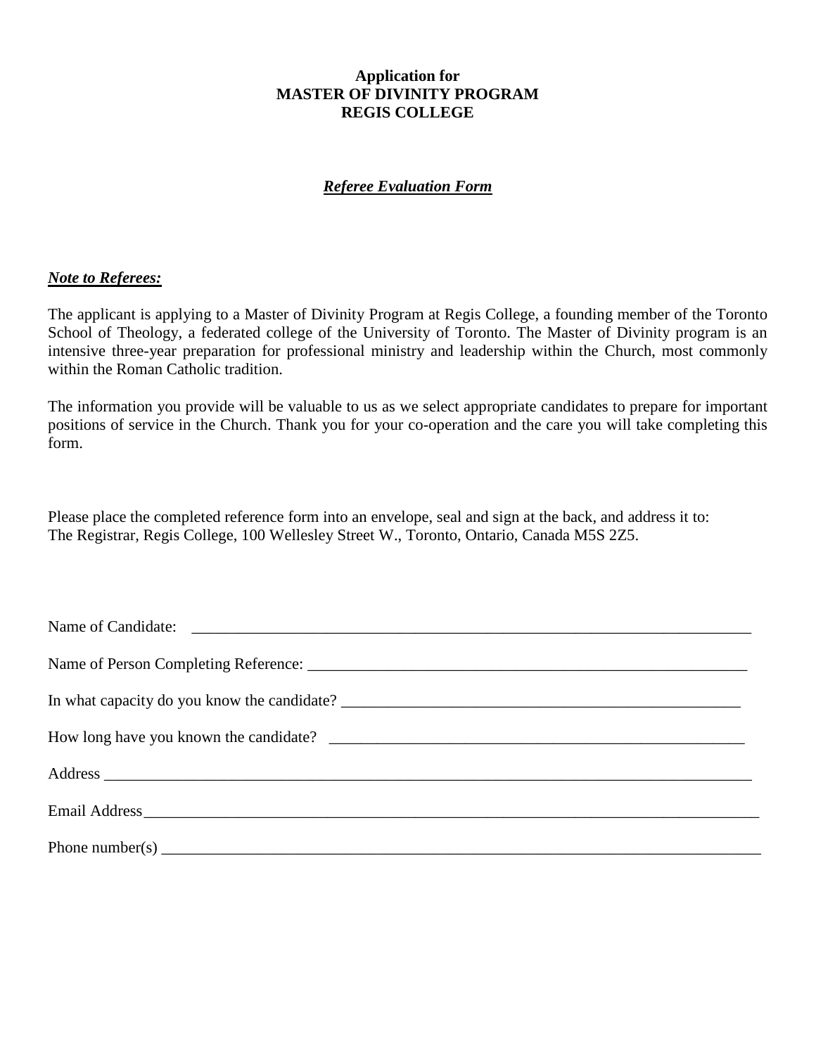**Application for**
**MASTER OF DIVINITY PROGRAM**
**REGIS COLLEGE**

***Referee Evaluation Form***

***Note to Referees:***

The applicant is applying to a Master of Divinity Program at Regis College, a founding member of the Toronto School of Theology, a federated college of the University of Toronto. The Master of Divinity program is an intensive three-year preparation for professional ministry and leadership within the Church, most commonly within the Roman Catholic tradition.

The information you provide will be valuable to us as we select appropriate candidates to prepare for important positions of service in the Church. Thank you for your co-operation and the care you will take completing this form.

Please place the completed reference form into an envelope, seal and sign at the back, and address it to:
The Registrar, Regis College, 100 Wellesley Street W., Toronto, Ontario, Canada M5S 2Z5.

Name of Candidate: ___________________________________________________________________________

Name of Person Completing Reference: ___________________________________________________________

In what capacity do you know the candidate? ______________________________________________________

How long have you known the candidate? _________________________________________________________

Address ______________________________________________________________________________________

Email Address__________________________________________________________________________________

Phone number(s) ______________________________________________________________________________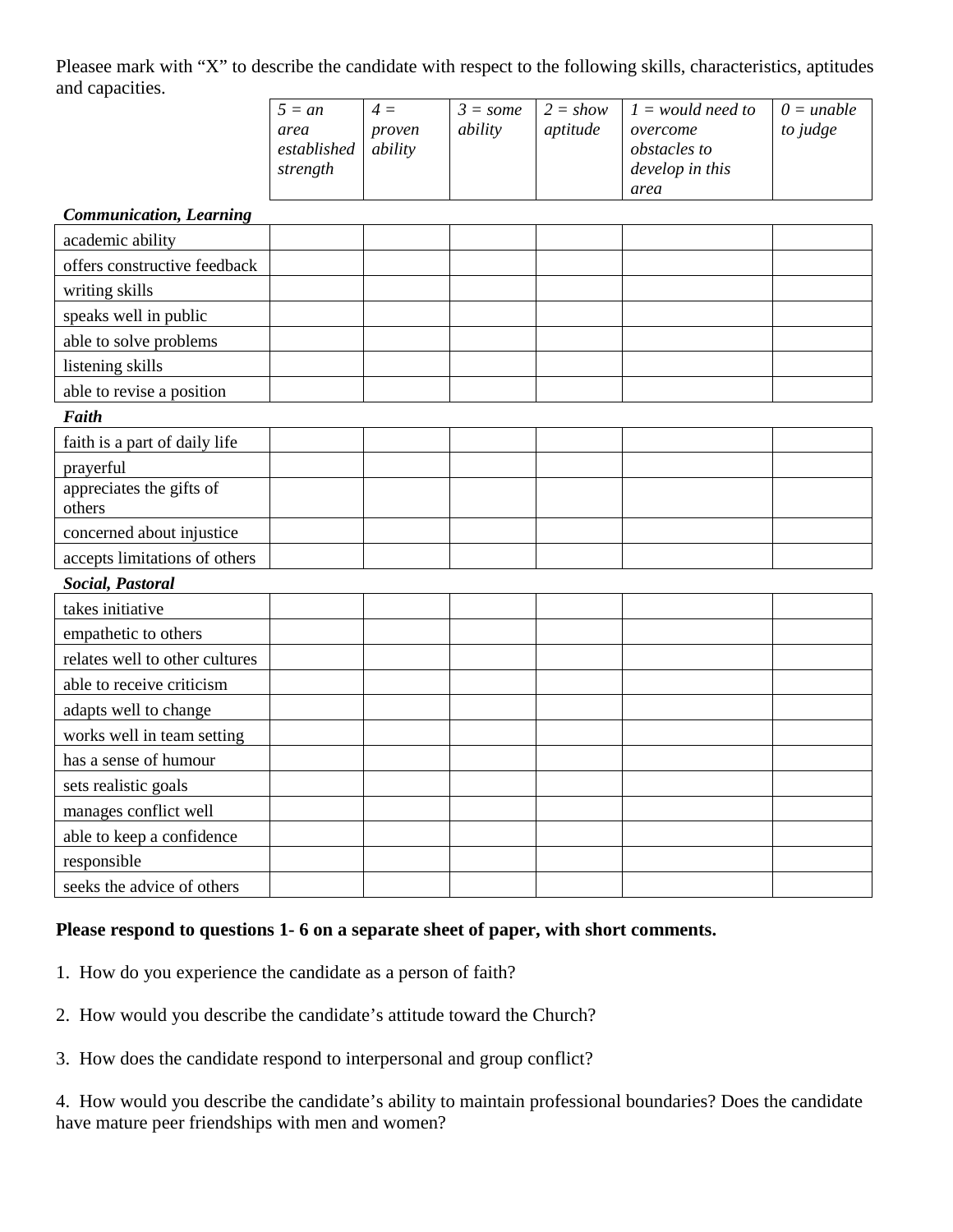Pleasee mark with "X" to describe the candidate with respect to the following skills, characteristics, aptitudes and capacities.

| | *5 = an area established strength* | *4 = proven ability* | *3 = some ability* | *2 = show aptitude* | *1 = would need to overcome obstacles to develop in this area* | *0 = unable to judge* |
|---|---|---|---|---|---|---|
| ***Communication, Learning*** | | | | | | |
| academic ability | | | | | | |
| offers constructive feedback | | | | | | |
| writing skills | | | | | | |
| speaks well in public | | | | | | |
| able to solve problems | | | | | | |
| listening skills | | | | | | |
| able to revise a position | | | | | | |
| ***Faith*** | | | | | | |
| faith is a part of daily life | | | | | | |
| prayerful | | | | | | |
| appreciates the gifts of others | | | | | | |
| concerned about injustice | | | | | | |
| accepts limitations of others | | | | | | |
| ***Social, Pastoral*** | | | | | | |
| takes initiative | | | | | | |
| empathetic to others | | | | | | |
| relates well to other cultures | | | | | | |
| able to receive criticism | | | | | | |
| adapts well to change | | | | | | |
| works well in team setting | | | | | | |
| has a sense of humour | | | | | | |
| sets realistic goals | | | | | | |
| manages conflict well | | | | | | |
| able to keep a confidence | | | | | | |
| responsible | | | | | | |
| seeks the advice of others | | | | | | |

**Please respond to questions 1- 6 on a separate sheet of paper, with short comments.**

1. How do you experience the candidate as a person of faith?

2. How would you describe the candidate's attitude toward the Church?

3. How does the candidate respond to interpersonal and group conflict?

4. How would you describe the candidate's ability to maintain professional boundaries? Does the candidate have mature peer friendships with men and women?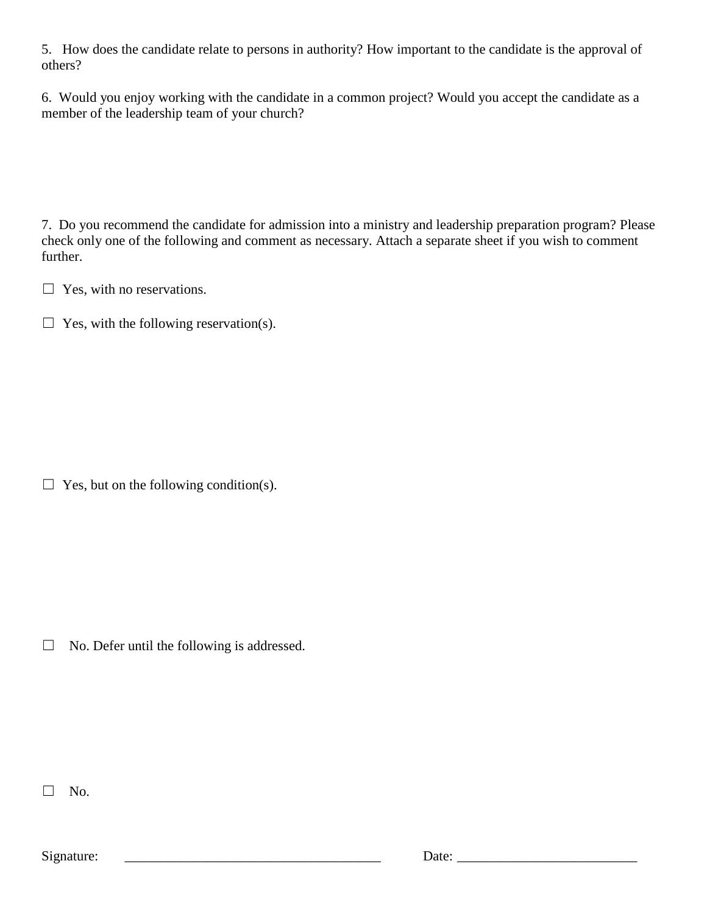5. How does the candidate relate to persons in authority? How important to the candidate is the approval of others?

6. Would you enjoy working with the candidate in a common project? Would you accept the candidate as a member of the leadership team of your church?

7. Do you recommend the candidate for admission into a ministry and leadership preparation program? Please check only one of the following and comment as necessary. Attach a separate sheet if you wish to comment further.

☐ Yes, with no reservations.

☐ Yes, with the following reservation(s).

☐ Yes, but on the following condition(s).

☐ No. Defer until the following is addressed.

☐ No.

Signature: ______________________________________ Date: __________________________